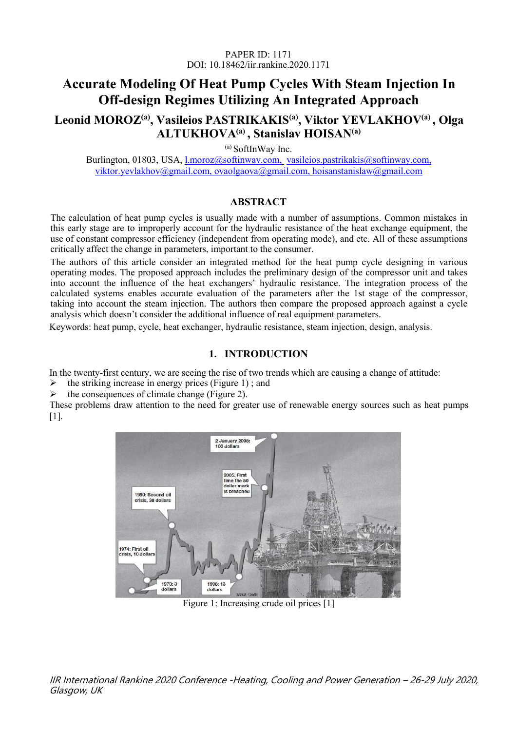PAPER ID: 1171
DOI: 10.18462/iir.rankine.2020.1171

# Accurate Modeling Of Heat Pump Cycles With Steam Injection In Off-design Regimes Utilizing An Integrated Approach

**Leonid MOROZ[(a)], Vasileios PASTRIKAKIS[(a)], Viktor YEVLAKHOV[(a)], Olga ALTUKHOVA[(a)], Stanislav HOISAN[(a)]**

[(a)] SoftInWay Inc.
Burlington, 01803, USA, l.moroz@softinway.com, vasileios.pastrikakis@softinway.com, viktor.yevlakhov@gmail.com, ovaolgaova@gmail.com, hoisanstanislaw@gmail.com

## ABSTRACT

The calculation of heat pump cycles is usually made with a number of assumptions. Common mistakes in this early stage are to improperly account for the hydraulic resistance of the heat exchange equipment, the use of constant compressor efficiency (independent from operating mode), and etc. All of these assumptions critically affect the change in parameters, important to the consumer.

The authors of this article consider an integrated method for the heat pump cycle designing in various operating modes. The proposed approach includes the preliminary design of the compressor unit and takes into account the influence of the heat exchangers' hydraulic resistance. The integration process of the calculated systems enables accurate evaluation of the parameters after the 1st stage of the compressor, taking into account the steam injection. The authors then compare the proposed approach against a cycle analysis which doesn't consider the additional influence of real equipment parameters.

Keywords: heat pump, cycle, heat exchanger, hydraulic resistance, steam injection, design, analysis.

## 1. INTRODUCTION

In the twenty-first century, we are seeing the rise of two trends which are causing a change of attitude:

- the striking increase in energy prices (Figure 1) ; and
- the consequences of climate change (Figure 2).

These problems draw attention to the need for greater use of renewable energy sources such as heat pumps [1].

Figure 1: Increasing crude oil prices [1]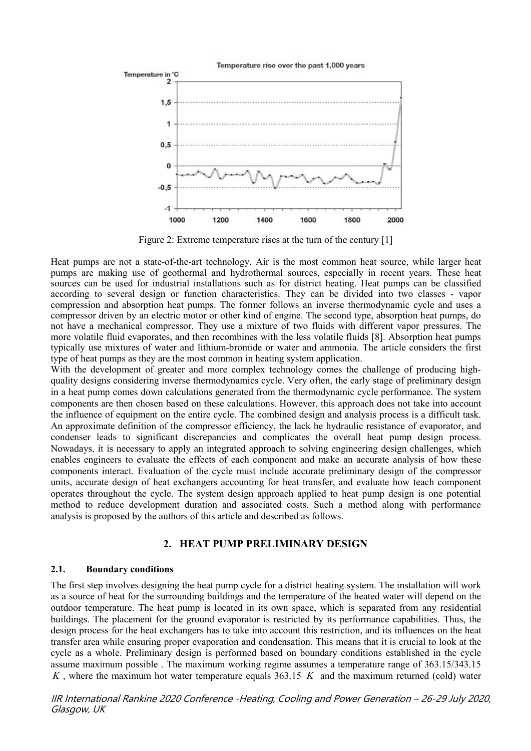Figure 2: Extreme temperature rises at the turn of the century [1]

Heat pumps are not a state-of-the-art technology. Air is the most common heat source, while larger heat pumps are making use of geothermal and hydrothermal sources, especially in recent years. These heat sources can be used for industrial installations such as for district heating. Heat pumps can be classified according to several design or function characteristics. They can be divided into two classes - vapor compression and absorption heat pumps. The former follows an inverse thermodynamic cycle and uses a compressor driven by an electric motor or other kind of engine. The second type, absorption heat pumps, do not have a mechanical compressor. They use a mixture of two fluids with different vapor pressures. The more volatile fluid evaporates, and then recombines with the less volatile fluids [8]. Absorption heat pumps typically use mixtures of water and lithium-bromide or water and ammonia. The article considers the first type of heat pumps as they are the most common in heating system application.

With the development of greater and more complex technology comes the challenge of producing high-quality designs considering inverse thermodynamics cycle. Very often, the early stage of preliminary design in a heat pump comes down calculations generated from the thermodynamic cycle performance. The system components are then chosen based on these calculations. However, this approach does not take into account the influence of equipment on the entire cycle. The combined design and analysis process is a difficult task. An approximate definition of the compressor efficiency, the lack he hydraulic resistance of evaporator, and condenser leads to significant discrepancies and complicates the overall heat pump design process. Nowadays, it is necessary to apply an integrated approach to solving engineering design challenges, which enables engineers to evaluate the effects of each component and make an accurate analysis of how these components interact. Evaluation of the cycle must include accurate preliminary design of the compressor units, accurate design of heat exchangers accounting for heat transfer, and evaluate how teach component operates throughout the cycle. The system design approach applied to heat pump design is one potential method to reduce development duration and associated costs. Such a method along with performance analysis is proposed by the authors of this article and described as follows.

## 2. HEAT PUMP PRELIMINARY DESIGN

### 2.1. Boundary conditions

The first step involves designing the heat pump cycle for a district heating system. The installation will work as a source of heat for the surrounding buildings and the temperature of the heated water will depend on the outdoor temperature. The heat pump is located in its own space, which is separated from any residential buildings. The placement for the ground evaporator is restricted by its performance capabilities. Thus, the design process for the heat exchangers has to take into account this restriction, and its influences on the heat transfer area while ensuring proper evaporation and condensation. This means that it is crucial to look at the cycle as a whole. Preliminary design is performed based on boundary conditions established in the cycle assume maximum possible . The maximum working regime assumes a temperature range of 363.15/343.15 $K$, where the maximum hot water temperature equals 363.15 $K$ and the maximum returned (cold) water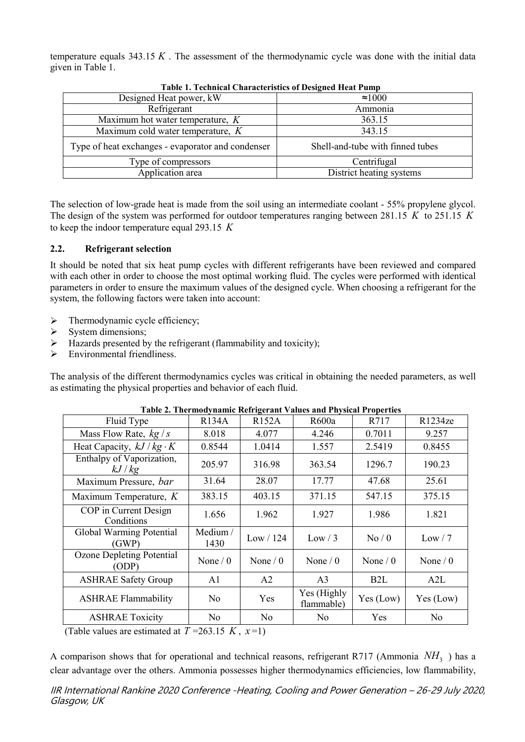temperature equals 343.15 $K$. The assessment of the thermodynamic cycle was done with the initial data given in Table 1.

**Table 1. Technical Characteristics of Designed Heat Pump**

| Designed Heat power, kW | ≈1000 |
|---|---|
| Refrigerant | Ammonia |
| Maximum hot water temperature, $K$ | 363.15 |
| Maximum cold water temperature, $K$ | 343.15 |
| Type of heat exchanges - evaporator and condenser | Shell-and-tube with finned tubes |
| Type of compressors | Centrifugal |
| Application area | District heating systems |

The selection of low-grade heat is made from the soil using an intermediate coolant - 55% propylene glycol. The design of the system was performed for outdoor temperatures ranging between 281.15 $K$ to 251.15 $K$ to keep the indoor temperature equal 293.15 $K$

## 2.2. Refrigerant selection

It should be noted that six heat pump cycles with different refrigerants have been reviewed and compared with each other in order to choose the most optimal working fluid. The cycles were performed with identical parameters in order to ensure the maximum values of the designed cycle. When choosing a refrigerant for the system, the following factors were taken into account:

- Thermodynamic cycle efficiency;
- System dimensions;
- Hazards presented by the refrigerant (flammability and toxicity);
- Environmental friendliness.

The analysis of the different thermodynamics cycles was critical in obtaining the needed parameters, as well as estimating the physical properties and behavior of each fluid.

**Table 2. Thermodynamic Refrigerant Values and Physical Properties**

| Fluid Type | R134A | R152A | R600a | R717 | R1234ze |
|---|---|---|---|---|---|
| Mass Flow Rate, $kg/s$ | 8.018 | 4.077 | 4.246 | 0.7011 | 9.257 |
| Heat Capacity, $kJ/kg \cdot K$ | 0.8544 | 1.0414 | 1.557 | 2.5419 | 0.8455 |
| Enthalpy of Vaporization, $kJ/kg$ | 205.97 | 316.98 | 363.54 | 1296.7 | 190.23 |
| Maximum Pressure, $bar$ | 31.64 | 28.07 | 17.77 | 47.68 | 25.61 |
| Maximum Temperature, $K$ | 383.15 | 403.15 | 371.15 | 547.15 | 375.15 |
| COP in Current Design Conditions | 1.656 | 1.962 | 1.927 | 1.986 | 1.821 |
| Global Warming Potential (GWP) | Medium / 1430 | Low / 124 | Low / 3 | No / 0 | Low / 7 |
| Ozone Depleting Potential (ODP) | None / 0 | None / 0 | None / 0 | None / 0 | None / 0 |
| ASHRAE Safety Group | A1 | A2 | A3 | B2L | A2L |
| ASHRAE Flammability | No | Yes | Yes (Highly flammable) | Yes (Low) | Yes (Low) |
| ASHRAE Toxicity | No | No | No | Yes | No |

(Table values are estimated at $T$ =263.15 $K$, $x$=1)

A comparison shows that for operational and technical reasons, refrigerant R717 (Ammonia $NH_3$ ) has a clear advantage over the others. Ammonia possesses higher thermodynamics efficiencies, low flammability,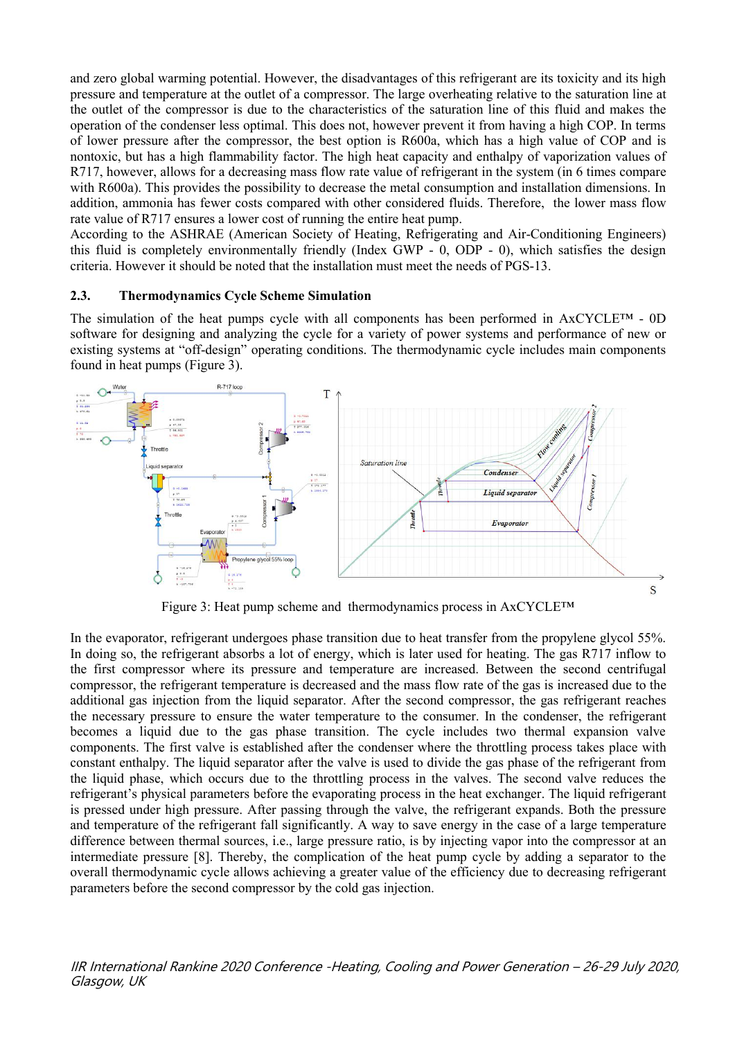and zero global warming potential. However, the disadvantages of this refrigerant are its toxicity and its high pressure and temperature at the outlet of a compressor. The large overheating relative to the saturation line at the outlet of the compressor is due to the characteristics of the saturation line of this fluid and makes the operation of the condenser less optimal. This does not, however prevent it from having a high COP. In terms of lower pressure after the compressor, the best option is R600a, which has a high value of COP and is nontoxic, but has a high flammability factor. The high heat capacity and enthalpy of vaporization values of R717, however, allows for a decreasing mass flow rate value of refrigerant in the system (in 6 times compare with R600a). This provides the possibility to decrease the metal consumption and installation dimensions. In addition, ammonia has fewer costs compared with other considered fluids. Therefore, the lower mass flow rate value of R717 ensures a lower cost of running the entire heat pump.
According to the ASHRAE (American Society of Heating, Refrigerating and Air-Conditioning Engineers) this fluid is completely environmentally friendly (Index GWP - 0, ODP - 0), which satisfies the design criteria. However it should be noted that the installation must meet the needs of PGS-13.

### 2.3. Thermodynamics Cycle Scheme Simulation

The simulation of the heat pumps cycle with all components has been performed in AxCYCLE™ - 0D software for designing and analyzing the cycle for a variety of power systems and performance of new or existing systems at "off-design" operating conditions. The thermodynamic cycle includes main components found in heat pumps (Figure 3).

Figure 3: Heat pump scheme and thermodynamics process in AxCYCLE™

In the evaporator, refrigerant undergoes phase transition due to heat transfer from the propylene glycol 55%. In doing so, the refrigerant absorbs a lot of energy, which is later used for heating. The gas R717 inflow to the first compressor where its pressure and temperature are increased. Between the second centrifugal compressor, the refrigerant temperature is decreased and the mass flow rate of the gas is increased due to the additional gas injection from the liquid separator. After the second compressor, the gas refrigerant reaches the necessary pressure to ensure the water temperature to the consumer. In the condenser, the refrigerant becomes a liquid due to the gas phase transition. The cycle includes two thermal expansion valve components. The first valve is established after the condenser where the throttling process takes place with constant enthalpy. The liquid separator after the valve is used to divide the gas phase of the refrigerant from the liquid phase, which occurs due to the throttling process in the valves. The second valve reduces the refrigerant's physical parameters before the evaporating process in the heat exchanger. The liquid refrigerant is pressed under high pressure. After passing through the valve, the refrigerant expands. Both the pressure and temperature of the refrigerant fall significantly. A way to save energy in the case of a large temperature difference between thermal sources, i.e., large pressure ratio, is by injecting vapor into the compressor at an intermediate pressure [8]. Thereby, the complication of the heat pump cycle by adding a separator to the overall thermodynamic cycle allows achieving a greater value of the efficiency due to decreasing refrigerant parameters before the second compressor by the cold gas injection.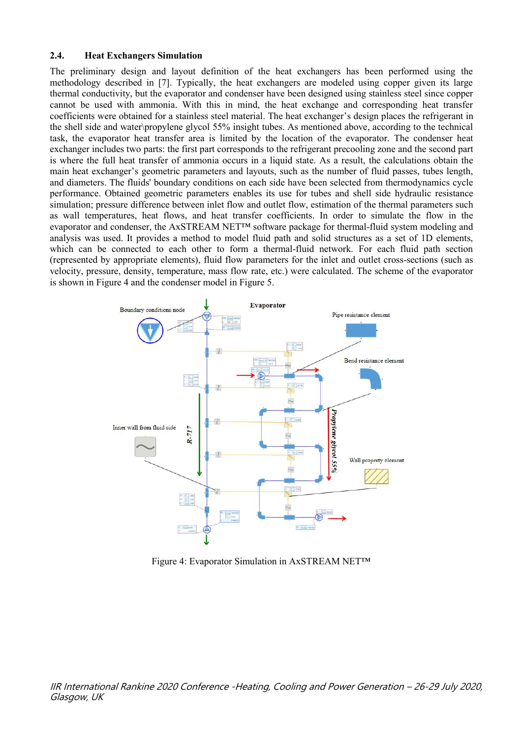### 2.4. Heat Exchangers Simulation

The preliminary design and layout definition of the heat exchangers has been performed using the methodology described in [7]. Typically, the heat exchangers are modeled using copper given its large thermal conductivity, but the evaporator and condenser have been designed using stainless steel since copper cannot be used with ammonia. With this in mind, the heat exchange and corresponding heat transfer coefficients were obtained for a stainless steel material. The heat exchanger's design places the refrigerant in the shell side and water\propylene glycol 55% insight tubes. As mentioned above, according to the technical task, the evaporator heat transfer area is limited by the location of the evaporator. The condenser heat exchanger includes two parts: the first part corresponds to the refrigerant precooling zone and the second part is where the full heat transfer of ammonia occurs in a liquid state. As a result, the calculations obtain the main heat exchanger's geometric parameters and layouts, such as the number of fluid passes, tubes length, and diameters. The fluids' boundary conditions on each side have been selected from thermodynamics cycle performance. Obtained geometric parameters enables its use for tubes and shell side hydraulic resistance simulation; pressure difference between inlet flow and outlet flow, estimation of the thermal parameters such as wall temperatures, heat flows, and heat transfer coefficients. In order to simulate the flow in the evaporator and condenser, the AxSTREAM NET™ software package for thermal-fluid system modeling and analysis was used. It provides a method to model fluid path and solid structures as a set of 1D elements, which can be connected to each other to form a thermal-fluid network. For each fluid path section (represented by appropriate elements), fluid flow parameters for the inlet and outlet cross-sections (such as velocity, pressure, density, temperature, mass flow rate, etc.) were calculated. The scheme of the evaporator is shown in Figure 4 and the condenser model in Figure 5.

Figure 4: Evaporator Simulation in AxSTREAM NET™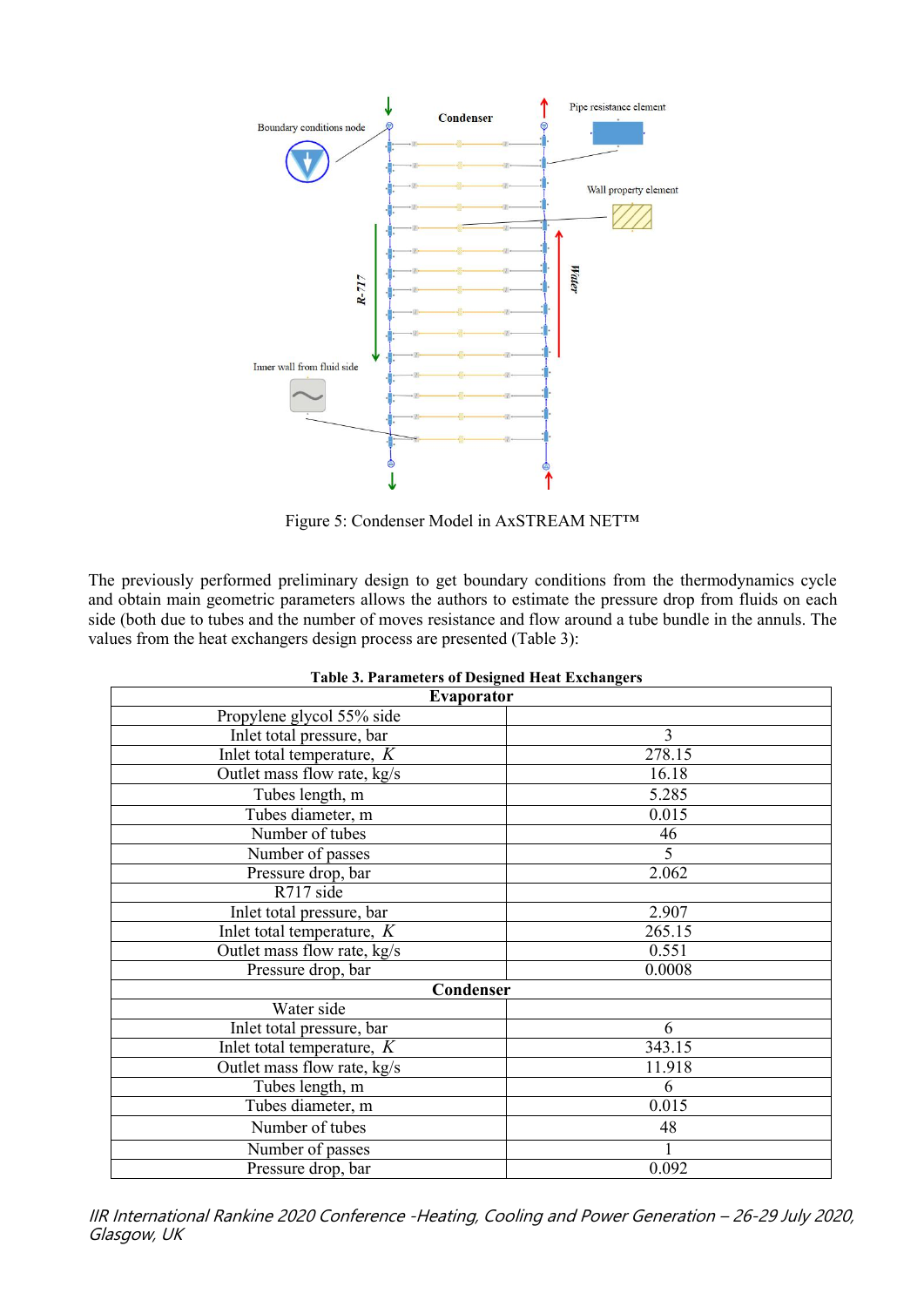Figure 5: Condenser Model in AxSTREAM NET™

The previously performed preliminary design to get boundary conditions from the thermodynamics cycle and obtain main geometric parameters allows the authors to estimate the pressure drop from fluids on each side (both due to tubes and the number of moves resistance and flow around a tube bundle in the annuls. The values from the heat exchangers design process are presented (Table 3):

**Table 3. Parameters of Designed Heat Exchangers**

| **Evaporator** | |
|---|---|
| Propylene glycol 55% side | |
| Inlet total pressure, bar | 3 |
| Inlet total temperature, *K* | 278.15 |
| Outlet mass flow rate, kg/s | 16.18 |
| Tubes length, m | 5.285 |
| Tubes diameter, m | 0.015 |
| Number of tubes | 46 |
| Number of passes | 5 |
| Pressure drop, bar | 2.062 |
| R717 side | |
| Inlet total pressure, bar | 2.907 |
| Inlet total temperature, *K* | 265.15 |
| Outlet mass flow rate, kg/s | 0.551 |
| Pressure drop, bar | 0.0008 |
| **Condenser** | |
| Water side | |
| Inlet total pressure, bar | 6 |
| Inlet total temperature, *K* | 343.15 |
| Outlet mass flow rate, kg/s | 11.918 |
| Tubes length, m | 6 |
| Tubes diameter, m | 0.015 |
| Number of tubes | 48 |
| Number of passes | 1 |
| Pressure drop, bar | 0.092 |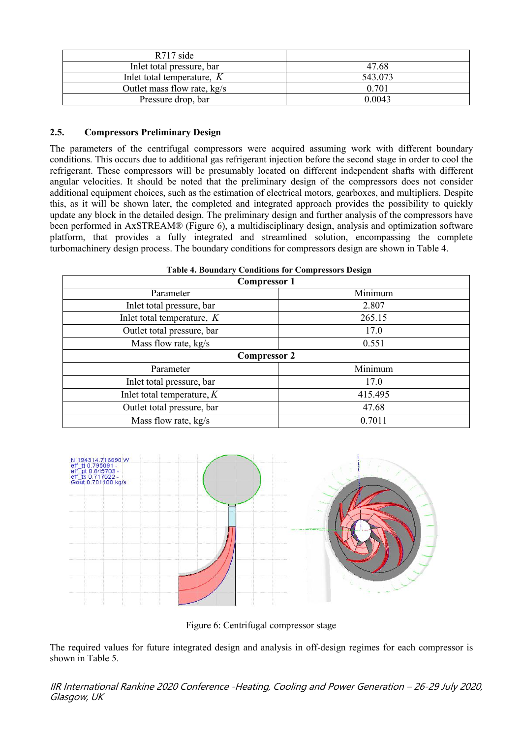| R717 side | |
|---|---|
| Inlet total pressure, bar | 47.68 |
| Inlet total temperature, $K$ | 543.073 |
| Outlet mass flow rate, kg/s | 0.701 |
| Pressure drop, bar | 0.0043 |

## 2.5. Compressors Preliminary Design

The parameters of the centrifugal compressors were acquired assuming work with different boundary conditions. This occurs due to additional gas refrigerant injection before the second stage in order to cool the refrigerant. These compressors will be presumably located on different independent shafts with different angular velocities. It should be noted that the preliminary design of the compressors does not consider additional equipment choices, such as the estimation of electrical motors, gearboxes, and multipliers. Despite this, as it will be shown later, the completed and integrated approach provides the possibility to quickly update any block in the detailed design. The preliminary design and further analysis of the compressors have been performed in AxSTREAM® (Figure 6), a multidisciplinary design, analysis and optimization software platform, that provides a fully integrated and streamlined solution, encompassing the complete turbomachinery design process. The boundary conditions for compressors design are shown in Table 4.

**Table 4. Boundary Conditions for Compressors Design**

| **Compressor 1** | |
|---|---|
| Parameter | Minimum |
| Inlet total pressure, bar | 2.807 |
| Inlet total temperature, $K$ | 265.15 |
| Outlet total pressure, bar | 17.0 |
| Mass flow rate, kg/s | 0.551 |
| **Compressor 2** | |
| Parameter | Minimum |
| Inlet total pressure, bar | 17.0 |
| Inlet total temperature, $K$ | 415.495 |
| Outlet total pressure, bar | 47.68 |
| Mass flow rate, kg/s | 0.7011 |

Figure 6: Centrifugal compressor stage

The required values for future integrated design and analysis in off-design regimes for each compressor is shown in Table 5.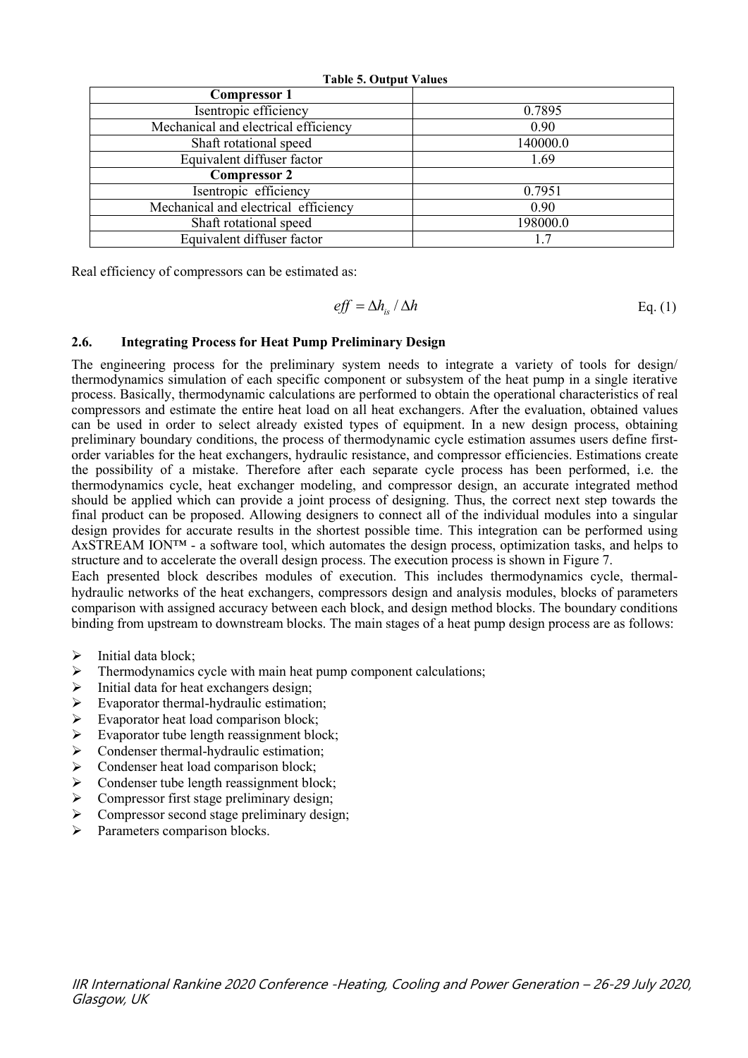**Table 5. Output Values**

| Compressor 1 | |
|---|---|
| Isentropic efficiency | 0.7895 |
| Mechanical and electrical efficiency | 0.90 |
| Shaft rotational speed | 140000.0 |
| Equivalent diffuser factor | 1.69 |
| **Compressor 2** | |
| Isentropic efficiency | 0.7951 |
| Mechanical and electrical efficiency | 0.90 |
| Shaft rotational speed | 198000.0 |
| Equivalent diffuser factor | 1.7 |

Real efficiency of compressors can be estimated as:

$$eff = \Delta h_{is} / \Delta h \qquad \text{Eq. (1)}$$

### 2.6. Integrating Process for Heat Pump Preliminary Design

The engineering process for the preliminary system needs to integrate a variety of tools for design/ thermodynamics simulation of each specific component or subsystem of the heat pump in a single iterative process. Basically, thermodynamic calculations are performed to obtain the operational characteristics of real compressors and estimate the entire heat load on all heat exchangers. After the evaluation, obtained values can be used in order to select already existed types of equipment. In a new design process, obtaining preliminary boundary conditions, the process of thermodynamic cycle estimation assumes users define first-order variables for the heat exchangers, hydraulic resistance, and compressor efficiencies. Estimations create the possibility of a mistake. Therefore after each separate cycle process has been performed, i.e. the thermodynamics cycle, heat exchanger modeling, and compressor design, an accurate integrated method should be applied which can provide a joint process of designing. Thus, the correct next step towards the final product can be proposed. Allowing designers to connect all of the individual modules into a singular design provides for accurate results in the shortest possible time. This integration can be performed using AxSTREAM ION™ - a software tool, which automates the design process, optimization tasks, and helps to structure and to accelerate the overall design process. The execution process is shown in Figure 7.

Each presented block describes modules of execution. This includes thermodynamics cycle, thermal-hydraulic networks of the heat exchangers, compressors design and analysis modules, blocks of parameters comparison with assigned accuracy between each block, and design method blocks. The boundary conditions binding from upstream to downstream blocks. The main stages of a heat pump design process are as follows:

- Initial data block;
- Thermodynamics cycle with main heat pump component calculations;
- Initial data for heat exchangers design;
- Evaporator thermal-hydraulic estimation;
- Evaporator heat load comparison block;
- Evaporator tube length reassignment block;
- Condenser thermal-hydraulic estimation;
- Condenser heat load comparison block;
- Condenser tube length reassignment block;
- Compressor first stage preliminary design;
- Compressor second stage preliminary design;
- Parameters comparison blocks.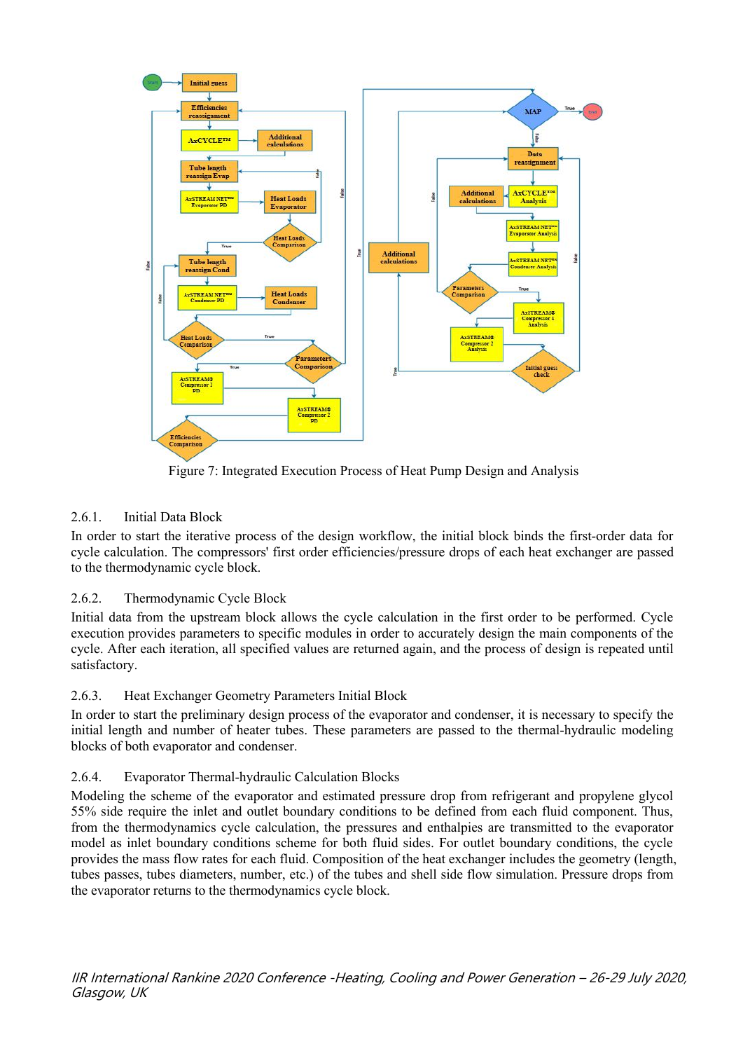Figure 7: Integrated Execution Process of Heat Pump Design and Analysis

### 2.6.1. Initial Data Block

In order to start the iterative process of the design workflow, the initial block binds the first-order data for cycle calculation. The compressors' first order efficiencies/pressure drops of each heat exchanger are passed to the thermodynamic cycle block.

### 2.6.2. Thermodynamic Cycle Block

Initial data from the upstream block allows the cycle calculation in the first order to be performed. Cycle execution provides parameters to specific modules in order to accurately design the main components of the cycle. After each iteration, all specified values are returned again, and the process of design is repeated until satisfactory.

### 2.6.3. Heat Exchanger Geometry Parameters Initial Block

In order to start the preliminary design process of the evaporator and condenser, it is necessary to specify the initial length and number of heater tubes. These parameters are passed to the thermal-hydraulic modeling blocks of both evaporator and condenser.

### 2.6.4. Evaporator Thermal-hydraulic Calculation Blocks

Modeling the scheme of the evaporator and estimated pressure drop from refrigerant and propylene glycol 55% side require the inlet and outlet boundary conditions to be defined from each fluid component. Thus, from the thermodynamics cycle calculation, the pressures and enthalpies are transmitted to the evaporator model as inlet boundary conditions scheme for both fluid sides. For outlet boundary conditions, the cycle provides the mass flow rates for each fluid. Composition of the heat exchanger includes the geometry (length, tubes passes, tubes diameters, number, etc.) of the tubes and shell side flow simulation. Pressure drops from the evaporator returns to the thermodynamics cycle block.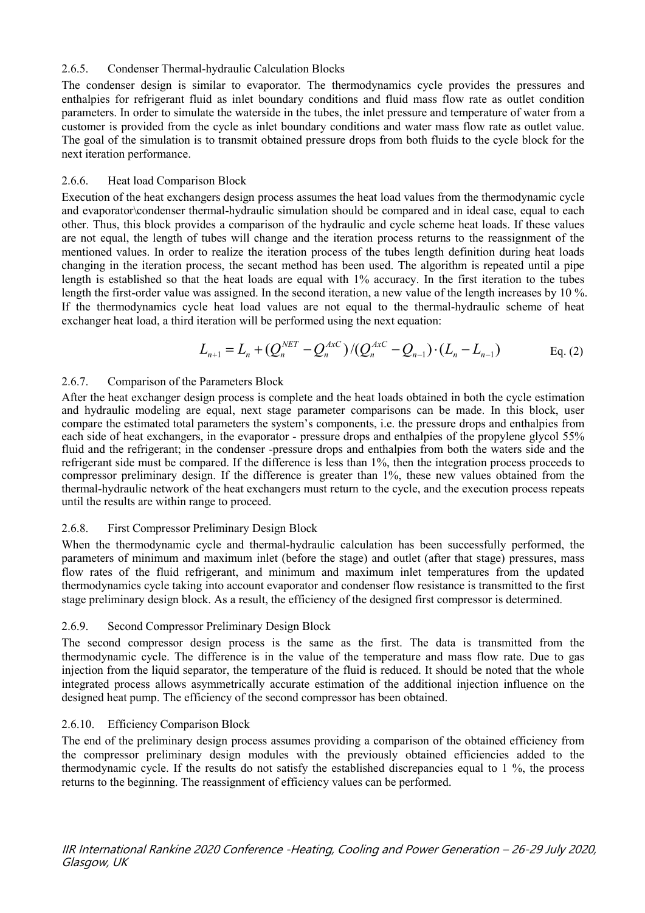#### 2.6.5. Condenser Thermal-hydraulic Calculation Blocks

The condenser design is similar to evaporator. The thermodynamics cycle provides the pressures and enthalpies for refrigerant fluid as inlet boundary conditions and fluid mass flow rate as outlet condition parameters. In order to simulate the waterside in the tubes, the inlet pressure and temperature of water from a customer is provided from the cycle as inlet boundary conditions and water mass flow rate as outlet value. The goal of the simulation is to transmit obtained pressure drops from both fluids to the cycle block for the next iteration performance.

#### 2.6.6. Heat load Comparison Block

Execution of the heat exchangers design process assumes the heat load values from the thermodynamic cycle and evaporator\condenser thermal-hydraulic simulation should be compared and in ideal case, equal to each other. Thus, this block provides a comparison of the hydraulic and cycle scheme heat loads. If these values are not equal, the length of tubes will change and the iteration process returns to the reassignment of the mentioned values. In order to realize the iteration process of the tubes length definition during heat loads changing in the iteration process, the secant method has been used. The algorithm is repeated until a pipe length is established so that the heat loads are equal with 1% accuracy. In the first iteration to the tubes length the first-order value was assigned. In the second iteration, a new value of the length increases by 10 %. If the thermodynamics cycle heat load values are not equal to the thermal-hydraulic scheme of heat exchanger heat load, a third iteration will be performed using the next equation:

$$L_{n+1} = L_n + (Q_n^{NET} - Q_n^{AxC})/(Q_n^{AxC} - Q_{n-1}) \cdot (L_n - L_{n-1}) \qquad \text{Eq. (2)}$$

#### 2.6.7. Comparison of the Parameters Block

After the heat exchanger design process is complete and the heat loads obtained in both the cycle estimation and hydraulic modeling are equal, next stage parameter comparisons can be made. In this block, user compare the estimated total parameters the system's components, i.e. the pressure drops and enthalpies from each side of heat exchangers, in the evaporator - pressure drops and enthalpies of the propylene glycol 55% fluid and the refrigerant; in the condenser -pressure drops and enthalpies from both the waters side and the refrigerant side must be compared. If the difference is less than 1%, then the integration process proceeds to compressor preliminary design. If the difference is greater than 1%, these new values obtained from the thermal-hydraulic network of the heat exchangers must return to the cycle, and the execution process repeats until the results are within range to proceed.

#### 2.6.8. First Compressor Preliminary Design Block

When the thermodynamic cycle and thermal-hydraulic calculation has been successfully performed, the parameters of minimum and maximum inlet (before the stage) and outlet (after that stage) pressures, mass flow rates of the fluid refrigerant, and minimum and maximum inlet temperatures from the updated thermodynamics cycle taking into account evaporator and condenser flow resistance is transmitted to the first stage preliminary design block. As a result, the efficiency of the designed first compressor is determined.

#### 2.6.9. Second Compressor Preliminary Design Block

The second compressor design process is the same as the first. The data is transmitted from the thermodynamic cycle. The difference is in the value of the temperature and mass flow rate. Due to gas injection from the liquid separator, the temperature of the fluid is reduced. It should be noted that the whole integrated process allows asymmetrically accurate estimation of the additional injection influence on the designed heat pump. The efficiency of the second compressor has been obtained.

#### 2.6.10. Efficiency Comparison Block

The end of the preliminary design process assumes providing a comparison of the obtained efficiency from the compressor preliminary design modules with the previously obtained efficiencies added to the thermodynamic cycle. If the results do not satisfy the established discrepancies equal to 1 %, the process returns to the beginning. The reassignment of efficiency values can be performed.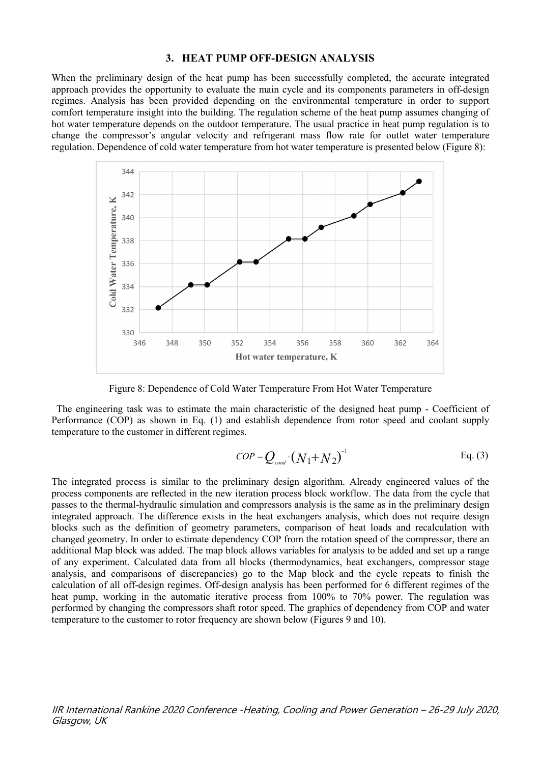### 3. HEAT PUMP OFF-DESIGN ANALYSIS

When the preliminary design of the heat pump has been successfully completed, the accurate integrated approach provides the opportunity to evaluate the main cycle and its components parameters in off-design regimes. Analysis has been provided depending on the environmental temperature in order to support comfort temperature insight into the building. The regulation scheme of the heat pump assumes changing of hot water temperature depends on the outdoor temperature. The usual practice in heat pump regulation is to change the compressor's angular velocity and refrigerant mass flow rate for outlet water temperature regulation. Dependence of cold water temperature from hot water temperature is presented below (Figure 8):

Figure 8: Dependence of Cold Water Temperature From Hot Water Temperature

The engineering task was to estimate the main characteristic of the designed heat pump - Coefficient of Performance (COP) as shown in Eq. (1) and establish dependence from rotor speed and coolant supply temperature to the customer in different regimes.

$$COP = Q_{cond} \cdot (N_1 + N_2)^{-1} \quad \text{Eq. (3)}$$

The integrated process is similar to the preliminary design algorithm. Already engineered values of the process components are reflected in the new iteration process block workflow. The data from the cycle that passes to the thermal-hydraulic simulation and compressors analysis is the same as in the preliminary design integrated approach. The difference exists in the heat exchangers analysis, which does not require design blocks such as the definition of geometry parameters, comparison of heat loads and recalculation with changed geometry. In order to estimate dependency COP from the rotation speed of the compressor, there an additional Map block was added. The map block allows variables for analysis to be added and set up a range of any experiment. Calculated data from all blocks (thermodynamics, heat exchangers, compressor stage analysis, and comparisons of discrepancies) go to the Map block and the cycle repeats to finish the calculation of all off-design regimes. Off-design analysis has been performed for 6 different regimes of the heat pump, working in the automatic iterative process from 100% to 70% power. The regulation was performed by changing the compressors shaft rotor speed. The graphics of dependency from COP and water temperature to the customer to rotor frequency are shown below (Figures 9 and 10).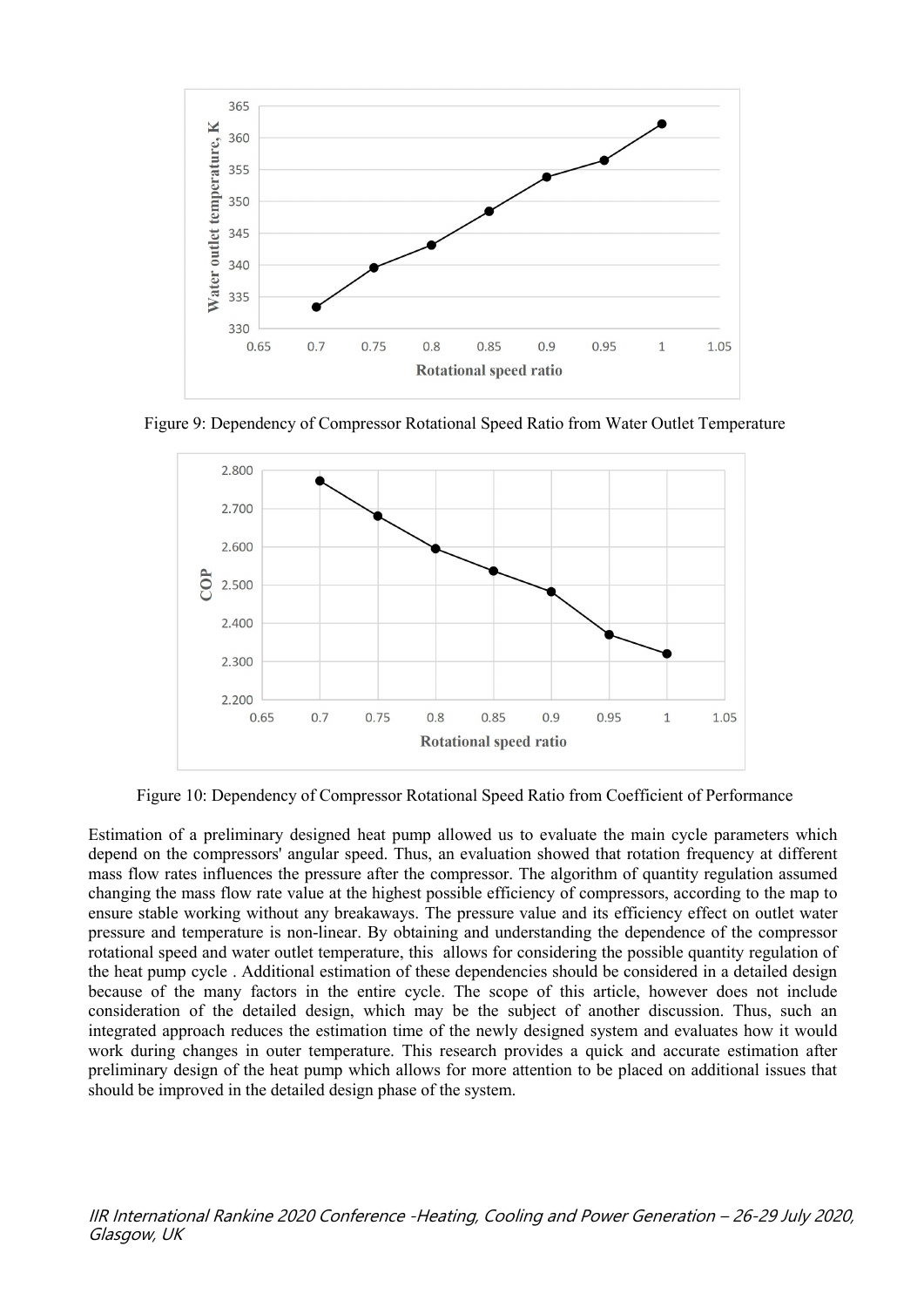Figure 9: Dependency of Compressor Rotational Speed Ratio from Water Outlet Temperature

Figure 10: Dependency of Compressor Rotational Speed Ratio from Coefficient of Performance

Estimation of a preliminary designed heat pump allowed us to evaluate the main cycle parameters which depend on the compressors' angular speed. Thus, an evaluation showed that rotation frequency at different mass flow rates influences the pressure after the compressor. The algorithm of quantity regulation assumed changing the mass flow rate value at the highest possible efficiency of compressors, according to the map to ensure stable working without any breakaways. The pressure value and its efficiency effect on outlet water pressure and temperature is non-linear. By obtaining and understanding the dependence of the compressor rotational speed and water outlet temperature, this allows for considering the possible quantity regulation of the heat pump cycle . Additional estimation of these dependencies should be considered in a detailed design because of the many factors in the entire cycle. The scope of this article, however does not include consideration of the detailed design, which may be the subject of another discussion. Thus, such an integrated approach reduces the estimation time of the newly designed system and evaluates how it would work during changes in outer temperature. This research provides a quick and accurate estimation after preliminary design of the heat pump which allows for more attention to be placed on additional issues that should be improved in the detailed design phase of the system.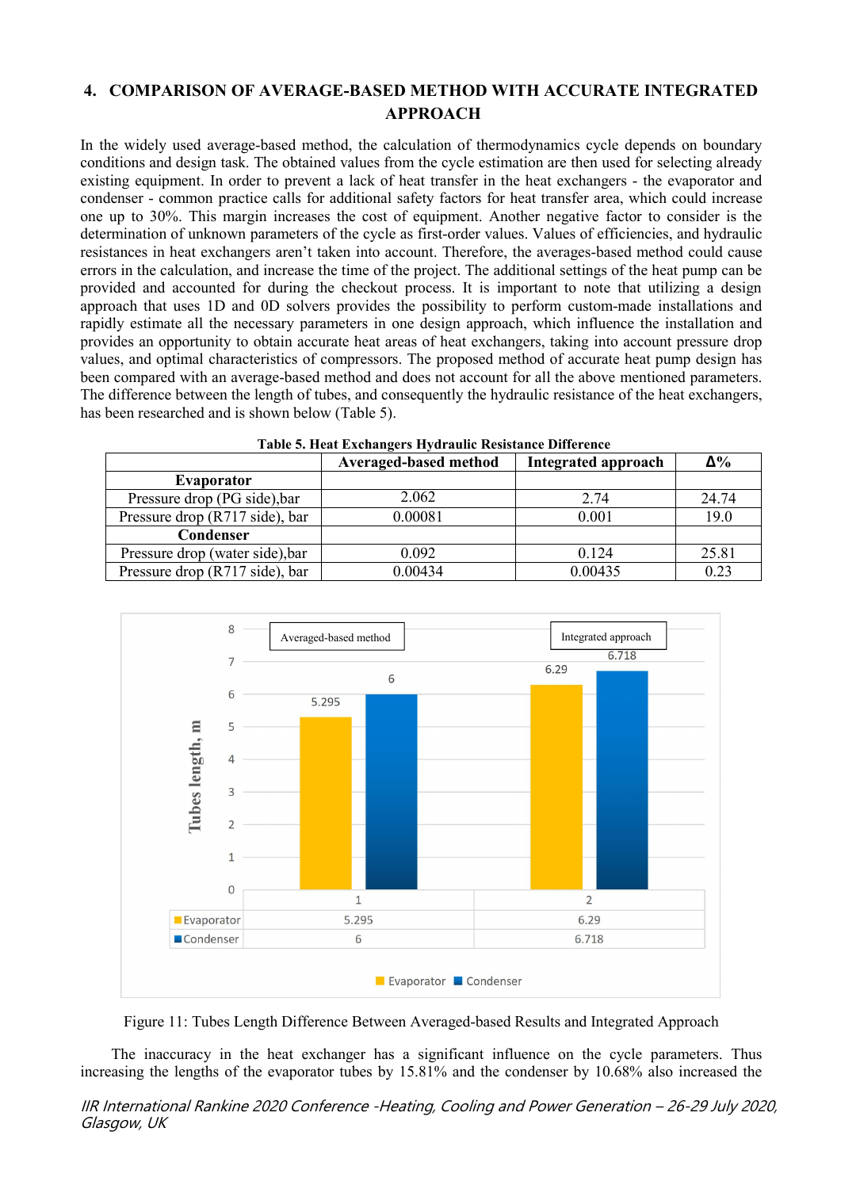## 4. COMPARISON OF AVERAGE-BASED METHOD WITH ACCURATE INTEGRATED APPROACH

In the widely used average-based method, the calculation of thermodynamics cycle depends on boundary conditions and design task. The obtained values from the cycle estimation are then used for selecting already existing equipment. In order to prevent a lack of heat transfer in the heat exchangers - the evaporator and condenser - common practice calls for additional safety factors for heat transfer area, which could increase one up to 30%. This margin increases the cost of equipment. Another negative factor to consider is the determination of unknown parameters of the cycle as first-order values. Values of efficiencies, and hydraulic resistances in heat exchangers aren't taken into account. Therefore, the averages-based method could cause errors in the calculation, and increase the time of the project. The additional settings of the heat pump can be provided and accounted for during the checkout process. It is important to note that utilizing a design approach that uses 1D and 0D solvers provides the possibility to perform custom-made installations and rapidly estimate all the necessary parameters in one design approach, which influence the installation and provides an opportunity to obtain accurate heat areas of heat exchangers, taking into account pressure drop values, and optimal characteristics of compressors. The proposed method of accurate heat pump design has been compared with an average-based method and does not account for all the above mentioned parameters. The difference between the length of tubes, and consequently the hydraulic resistance of the heat exchangers, has been researched and is shown below (Table 5).

**Table 5. Heat Exchangers Hydraulic Resistance Difference**

| | Averaged-based method | Integrated approach | Δ% |
|---|---|---|---|
| **Evaporator** | | | |
| Pressure drop (PG side),bar | 2.062 | 2.74 | 24.74 |
| Pressure drop (R717 side), bar | 0.00081 | 0.001 | 19.0 |
| **Condenser** | | | |
| Pressure drop (water side),bar | 0.092 | 0.124 | 25.81 |
| Pressure drop (R717 side), bar | 0.00434 | 0.00435 | 0.23 |

| | 1 | 2 |
|---|---|---|
| Evaporator | 5.295 | 6.29 |
| Condenser | 6 | 6.718 |

Figure 11: Tubes Length Difference Between Averaged-based Results and Integrated Approach

The inaccuracy in the heat exchanger has a significant influence on the cycle parameters. Thus increasing the lengths of the evaporator tubes by 15.81% and the condenser by 10.68% also increased the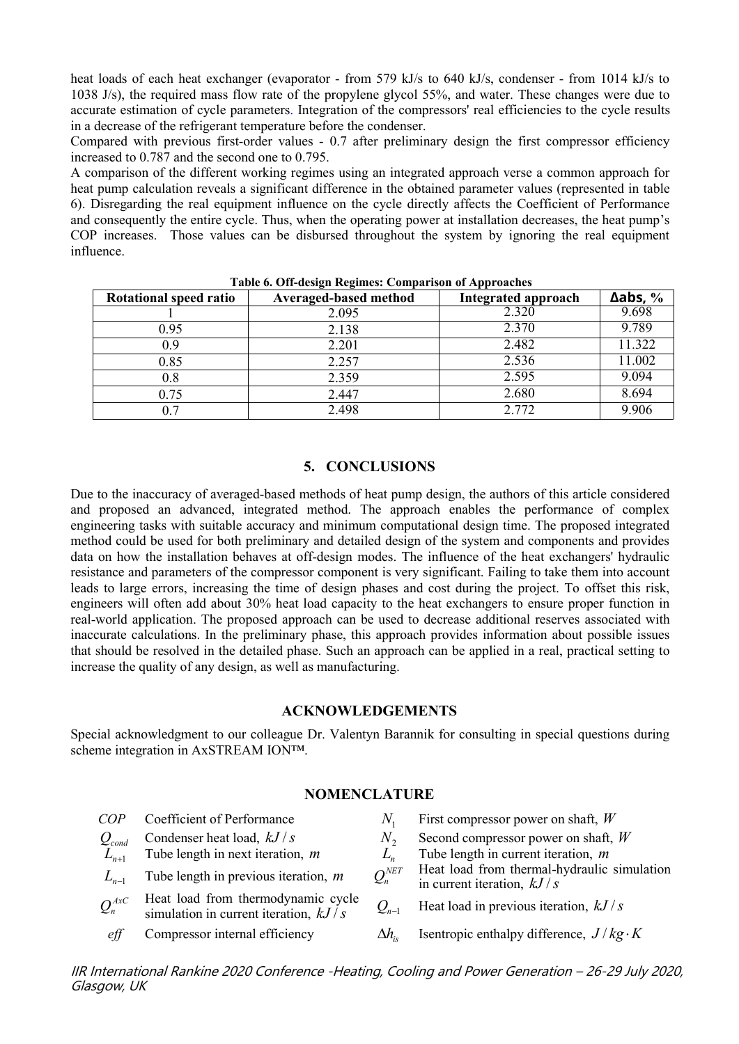heat loads of each heat exchanger (evaporator - from 579 kJ/s to 640 kJ/s, condenser - from 1014 kJ/s to 1038 J/s), the required mass flow rate of the propylene glycol 55%, and water. These changes were due to accurate estimation of cycle parameters. Integration of the compressors' real efficiencies to the cycle results in a decrease of the refrigerant temperature before the condenser.

Compared with previous first-order values - 0.7 after preliminary design the first compressor efficiency increased to 0.787 and the second one to 0.795.

A comparison of the different working regimes using an integrated approach verse a common approach for heat pump calculation reveals a significant difference in the obtained parameter values (represented in table 6). Disregarding the real equipment influence on the cycle directly affects the Coefficient of Performance and consequently the entire cycle. Thus, when the operating power at installation decreases, the heat pump's COP increases. Those values can be disbursed throughout the system by ignoring the real equipment influence.

**Table 6. Off-design Regimes: Comparison of Approaches**

| Rotational speed ratio | Averaged-based method | Integrated approach | Δabs, % |
|---|---|---|---|
| 1 | 2.095 | 2.320 | 9.698 |
| 0.95 | 2.138 | 2.370 | 9.789 |
| 0.9 | 2.201 | 2.482 | 11.322 |
| 0.85 | 2.257 | 2.536 | 11.002 |
| 0.8 | 2.359 | 2.595 | 9.094 |
| 0.75 | 2.447 | 2.680 | 8.694 |
| 0.7 | 2.498 | 2.772 | 9.906 |

## 5. CONCLUSIONS

Due to the inaccuracy of averaged-based methods of heat pump design, the authors of this article considered and proposed an advanced, integrated method. The approach enables the performance of complex engineering tasks with suitable accuracy and minimum computational design time. The proposed integrated method could be used for both preliminary and detailed design of the system and components and provides data on how the installation behaves at off-design modes. The influence of the heat exchangers' hydraulic resistance and parameters of the compressor component is very significant. Failing to take them into account leads to large errors, increasing the time of design phases and cost during the project. To offset this risk, engineers will often add about 30% heat load capacity to the heat exchangers to ensure proper function in real-world application. The proposed approach can be used to decrease additional reserves associated with inaccurate calculations. In the preliminary phase, this approach provides information about possible issues that should be resolved in the detailed phase. Such an approach can be applied in a real, practical setting to increase the quality of any design, as well as manufacturing.

## ACKNOWLEDGEMENTS

Special acknowledgment to our colleague Dr. Valentyn Barannik for consulting in special questions during scheme integration in AxSTREAM ION™.

## NOMENCLATURE

| | | | |
|---|---|---|---|
| $COP$ | Coefficient of Performance | $N_1$ | First compressor power on shaft, $W$ |
| $Q_{cond}$ | Condenser heat load, $kJ/s$ | $N_2$ | Second compressor power on shaft, $W$ |
| $L_{n+1}$ | Tube length in next iteration, $m$ | $L_n$ | Tube length in current iteration, $m$ |
| $L_{n-1}$ | Tube length in previous iteration, $m$ | $Q_n^{NET}$ | Heat load from thermal-hydraulic simulation in current iteration, $kJ/s$ |
| $Q_n^{AxC}$ | Heat load from thermodynamic cycle simulation in current iteration, $kJ/s$ | $Q_{n-1}$ | Heat load in previous iteration, $kJ/s$ |
| $eff$ | Compressor internal efficiency | $\Delta h_{is}$ | Isentropic enthalpy difference, $J/kg \cdot K$ |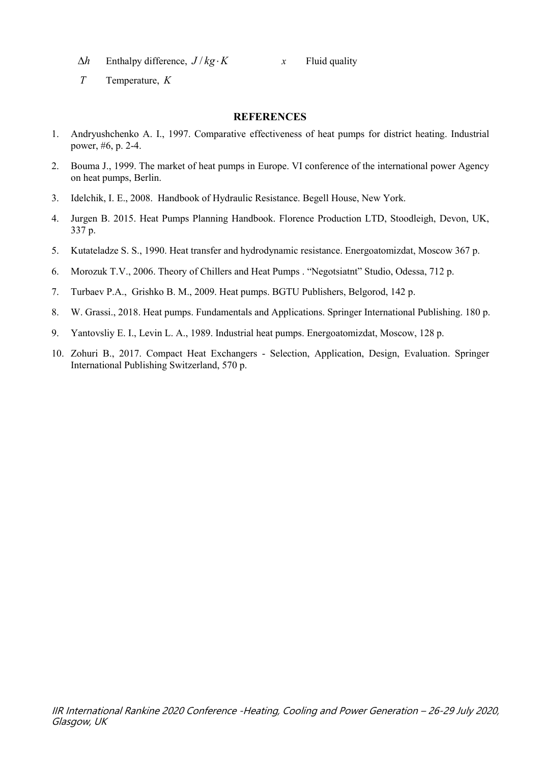$\Delta h$ Enthalpy difference, $J/kg \cdot K$  $x$ Fluid quality

$T$ Temperature, $K$

## REFERENCES

1. Andryushchenko A. I., 1997. Comparative effectiveness of heat pumps for district heating. Industrial power, #6, p. 2-4.
2. Bouma J., 1999. The market of heat pumps in Europe. VI conference of the international power Agency on heat pumps, Berlin.
3. Idelchik, I. E., 2008. Handbook of Hydraulic Resistance. Begell House, New York.
4. Jurgen B. 2015. Heat Pumps Planning Handbook. Florence Production LTD, Stoodleigh, Devon, UK, 337 p.
5. Kutateladze S. S., 1990. Heat transfer and hydrodynamic resistance. Energoatomizdat, Moscow 367 p.
6. Morozuk T.V., 2006. Theory of Chillers and Heat Pumps . "Negotsiatnt" Studio, Odessa, 712 p.
7. Turbaev P.A., Grishko B. M., 2009. Heat pumps. BGTU Publishers, Belgorod, 142 p.
8. W. Grassi., 2018. Heat pumps. Fundamentals and Applications. Springer International Publishing. 180 p.
9. Yantovsliy E. I., Levin L. A., 1989. Industrial heat pumps. Energoatomizdat, Moscow, 128 p.
10. Zohuri B., 2017. Compact Heat Exchangers - Selection, Application, Design, Evaluation. Springer International Publishing Switzerland, 570 p.